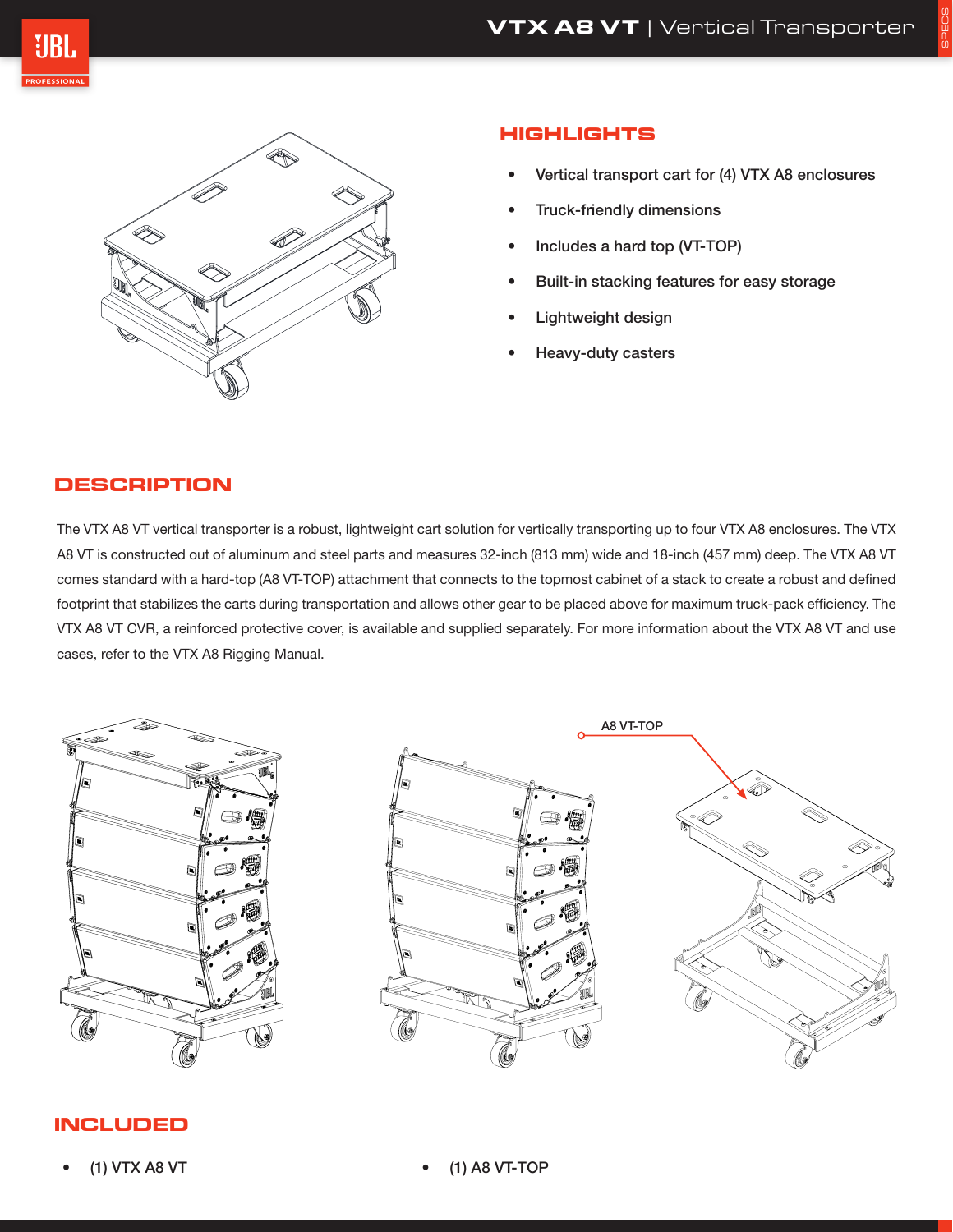# VTX A8 VT | Vertical Transporter

## HIGHLIGHTS

- Vertical transport cart for (4) VTX A8 enclosures
- Truck-friendly dimensions
- Includes a hard top (VT-TOP)
- Built-in stacking features for easy storage
- Lightweight design
- Heavy-duty casters

## DESCRIPTION

The VTX A8 VT vertical transporter is a robust, lightweight cart solution for vertically transporting up to four VTX A8 enclosures. The VTX A8 VT is constructed out of aluminum and steel parts and measures 32-inch (813 mm) wide and 18-inch (457 mm) deep. The VTX A8 VT comes standard with a hard-top (A8 VT-TOP) attachment that connects to the topmost cabinet of a stack to create a robust and defined footprint that stabilizes the carts during transportation and allows other gear to be placed above for maximum truck-pack efficiency. The VTX A8 VT CVR, a reinforced protective cover, is available and supplied separately. For more information about the VTX A8 VT and use cases, refer to the VTX A8 Rigging Manual.

A8 VT-TOP

## INCLUDED

- (1) VTX A8 VT
- (1) A8 VT-TOP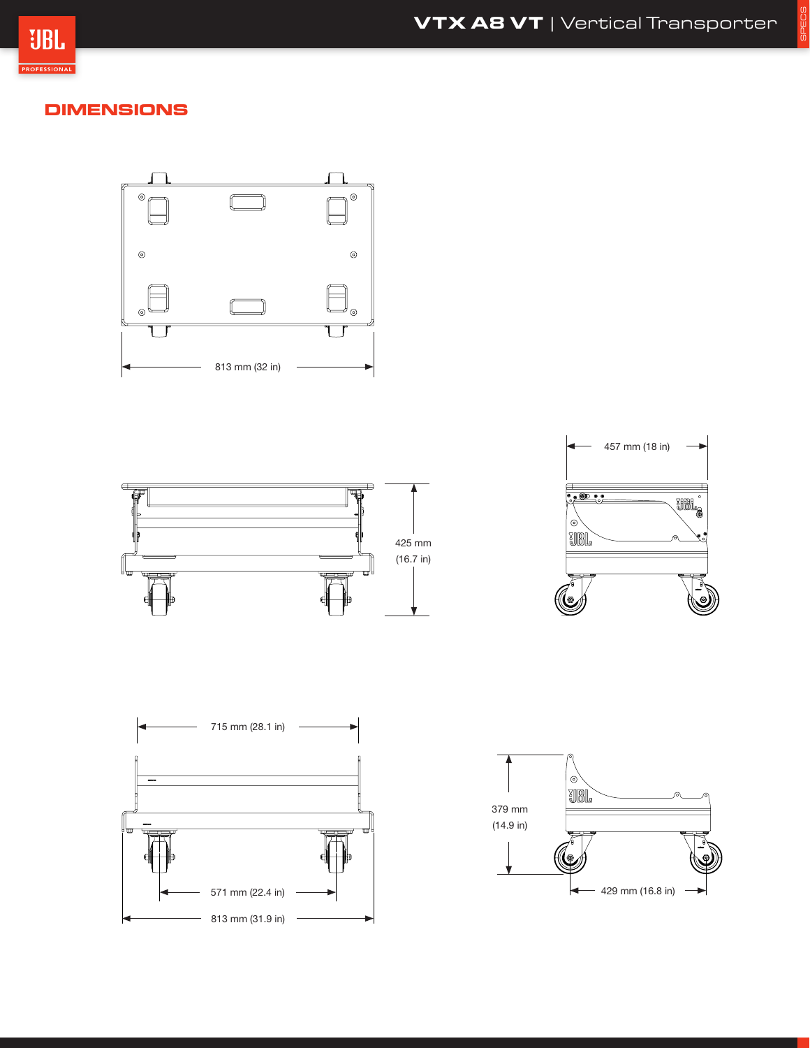## DIMENSIONS

813 mm (32 in)

425 mm (16.7 in)

457 mm (18 in)

715 mm (28.1 in)

571 mm (22.4 in)

813 mm (31.9 in)

379 mm (14.9 in)

429 mm (16.8 in)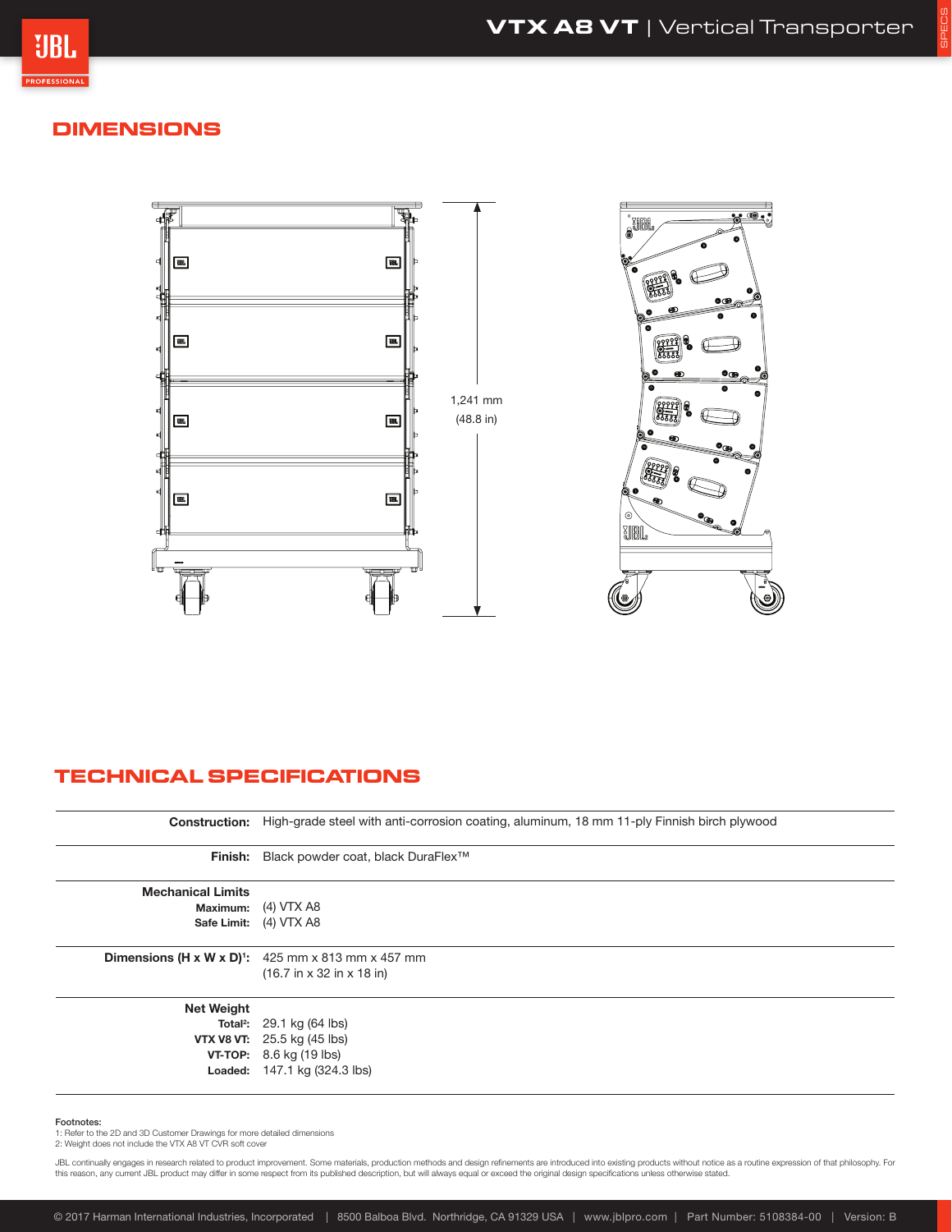# VTX A8 VT | Vertical Transporter

## DIMENSIONS

1,241 mm
(48.8 in)

## TECHNICAL SPECIFICATIONS

| | |
|---|---|
| **Construction:** | High-grade steel with anti-corrosion coating, aluminum, 18 mm 11-ply Finnish birch plywood |
| **Finish:** | Black powder coat, black DuraFlex™ |
| **Mechanical Limits** | |
| **Maximum:** | (4) VTX A8 |
| **Safe Limit:** | (4) VTX A8 |
| **Dimensions (H x W x D)[1]:** | 425 mm x 813 mm x 457 mm (16.7 in x 32 in x 18 in) |
| **Net Weight** | |
| **Total[2]:** | 29.1 kg (64 lbs) |
| **VTX V8 VT:** | 25.5 kg (45 lbs) |
| **VT-TOP:** | 8.6 kg (19 lbs) |
| **Loaded:** | 147.1 kg (324.3 lbs) |

**Footnotes:**
1: Refer to the 2D and 3D Customer Drawings for more detailed dimensions
2: Weight does not include the VTX A8 VT CVR soft cover

JBL continually engages in research related to product improvement. Some materials, production methods and design refinements are introduced into existing products without notice as a routine expression of that philosophy. For this reason, any current JBL product may differ in some respect from its published description, but will always equal or exceed the original design specifications unless otherwise stated.

© 2017 Harman International Industries, Incorporated | 8500 Balboa Blvd. Northridge, CA 91329 USA | www.jblpro.com | Part Number: 5108384-00 | Version: B